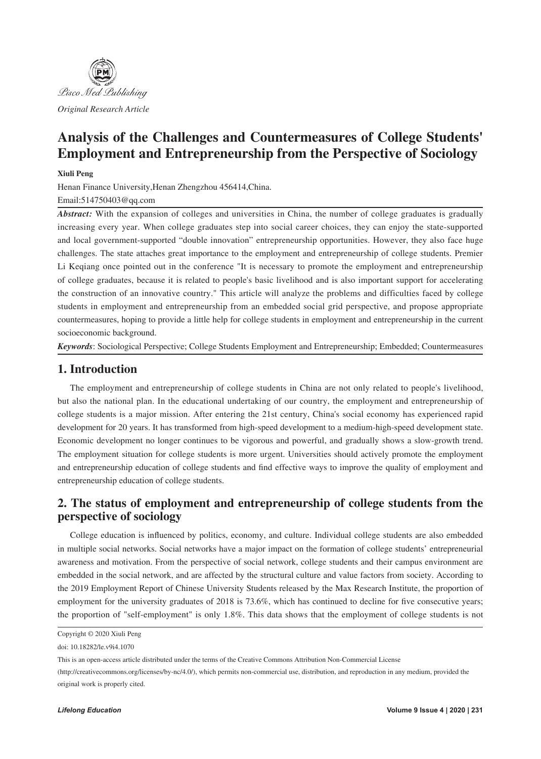*Original Research Article*

# Analysis of the Challenges and Countermeasures of College Students' Employment and Entrepreneurship from the Perspective of Sociology

**Xiuli Peng**

Henan Finance University,Henan Zhengzhou 456414,China.

Email:514750403@qq.com

***Abstract:*** With the expansion of colleges and universities in China, the number of college graduates is gradually increasing every year. When college graduates step into social career choices, they can enjoy the state-supported and local government-supported "double innovation" entrepreneurship opportunities. However, they also face huge challenges. The state attaches great importance to the employment and entrepreneurship of college students. Premier Li Keqiang once pointed out in the conference "It is necessary to promote the employment and entrepreneurship of college graduates, because it is related to people's basic livelihood and is also important support for accelerating the construction of an innovative country." This article will analyze the problems and difficulties faced by college students in employment and entrepreneurship from an embedded social grid perspective, and propose appropriate countermeasures, hoping to provide a little help for college students in employment and entrepreneurship in the current socioeconomic background.

***Keywords***: Sociological Perspective; College Students Employment and Entrepreneurship; Embedded; Countermeasures

## 1. Introduction

The employment and entrepreneurship of college students in China are not only related to people's livelihood, but also the national plan. In the educational undertaking of our country, the employment and entrepreneurship of college students is a major mission. After entering the 21st century, China's social economy has experienced rapid development for 20 years. It has transformed from high-speed development to a medium-high-speed development state. Economic development no longer continues to be vigorous and powerful, and gradually shows a slow-growth trend. The employment situation for college students is more urgent. Universities should actively promote the employment and entrepreneurship education of college students and find effective ways to improve the quality of employment and entrepreneurship education of college students.

## 2. The status of employment and entrepreneurship of college students from the perspective of sociology

College education is influenced by politics, economy, and culture. Individual college students are also embedded in multiple social networks. Social networks have a major impact on the formation of college students' entrepreneurial awareness and motivation. From the perspective of social network, college students and their campus environment are embedded in the social network, and are affected by the structural culture and value factors from society. According to the 2019 Employment Report of Chinese University Students released by the Max Research Institute, the proportion of employment for the university graduates of 2018 is 73.6%, which has continued to decline for five consecutive years; the proportion of "self-employment" is only 1.8%. This data shows that the employment of college students is not

Copyright © 2020 Xiuli Peng

doi: 10.18282/le.v9i4.1070

This is an open-access article distributed under the terms of the Creative Commons Attribution Non-Commercial License (http://creativecommons.org/licenses/by-nc/4.0/), which permits non-commercial use, distribution, and reproduction in any medium, provided the original work is properly cited.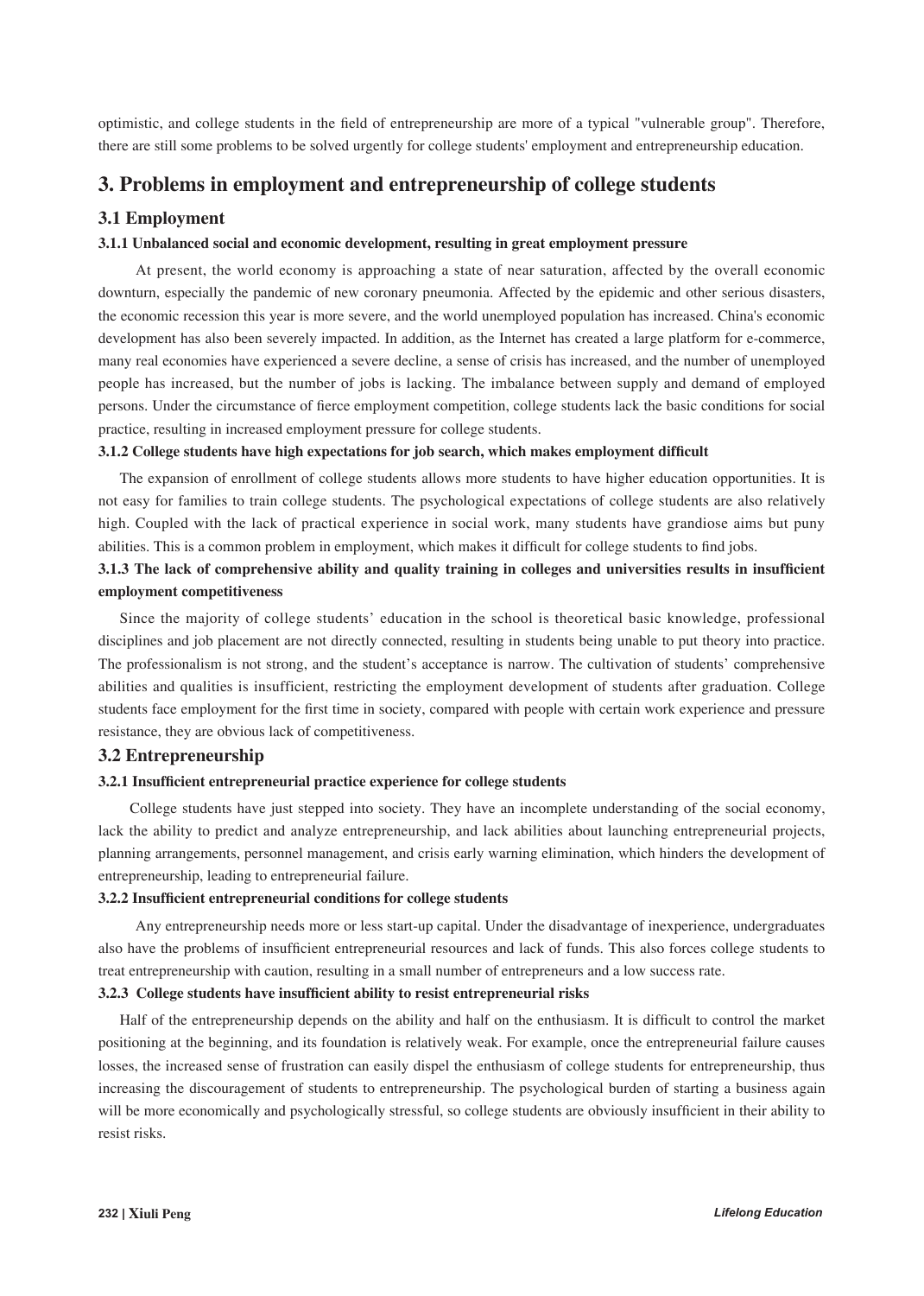optimistic, and college students in the field of entrepreneurship are more of a typical "vulnerable group". Therefore, there are still some problems to be solved urgently for college students' employment and entrepreneurship education.

## 3. Problems in employment and entrepreneurship of college students

### 3.1 Employment

#### 3.1.1 Unbalanced social and economic development, resulting in great employment pressure

At present, the world economy is approaching a state of near saturation, affected by the overall economic downturn, especially the pandemic of new coronary pneumonia. Affected by the epidemic and other serious disasters, the economic recession this year is more severe, and the world unemployed population has increased. China's economic development has also been severely impacted. In addition, as the Internet has created a large platform for e-commerce, many real economies have experienced a severe decline, a sense of crisis has increased, and the number of unemployed people has increased, but the number of jobs is lacking. The imbalance between supply and demand of employed persons. Under the circumstance of fierce employment competition, college students lack the basic conditions for social practice, resulting in increased employment pressure for college students.

#### 3.1.2 College students have high expectations for job search, which makes employment difficult

The expansion of enrollment of college students allows more students to have higher education opportunities. It is not easy for families to train college students. The psychological expectations of college students are also relatively high. Coupled with the lack of practical experience in social work, many students have grandiose aims but puny abilities. This is a common problem in employment, which makes it difficult for college students to find jobs.

#### 3.1.3 The lack of comprehensive ability and quality training in colleges and universities results in insufficient employment competitiveness

Since the majority of college students' education in the school is theoretical basic knowledge, professional disciplines and job placement are not directly connected, resulting in students being unable to put theory into practice. The professionalism is not strong, and the student's acceptance is narrow. The cultivation of students' comprehensive abilities and qualities is insufficient, restricting the employment development of students after graduation. College students face employment for the first time in society, compared with people with certain work experience and pressure resistance, they are obvious lack of competitiveness.

### 3.2 Entrepreneurship

#### 3.2.1 Insufficient entrepreneurial practice experience for college students

College students have just stepped into society. They have an incomplete understanding of the social economy, lack the ability to predict and analyze entrepreneurship, and lack abilities about launching entrepreneurial projects, planning arrangements, personnel management, and crisis early warning elimination, which hinders the development of entrepreneurship, leading to entrepreneurial failure.

#### 3.2.2 Insufficient entrepreneurial conditions for college students

Any entrepreneurship needs more or less start-up capital. Under the disadvantage of inexperience, undergraduates also have the problems of insufficient entrepreneurial resources and lack of funds. This also forces college students to treat entrepreneurship with caution, resulting in a small number of entrepreneurs and a low success rate.

#### 3.2.3 College students have insufficient ability to resist entrepreneurial risks

Half of the entrepreneurship depends on the ability and half on the enthusiasm. It is difficult to control the market positioning at the beginning, and its foundation is relatively weak. For example, once the entrepreneurial failure causes losses, the increased sense of frustration can easily dispel the enthusiasm of college students for entrepreneurship, thus increasing the discouragement of students to entrepreneurship. The psychological burden of starting a business again will be more economically and psychologically stressful, so college students are obviously insufficient in their ability to resist risks.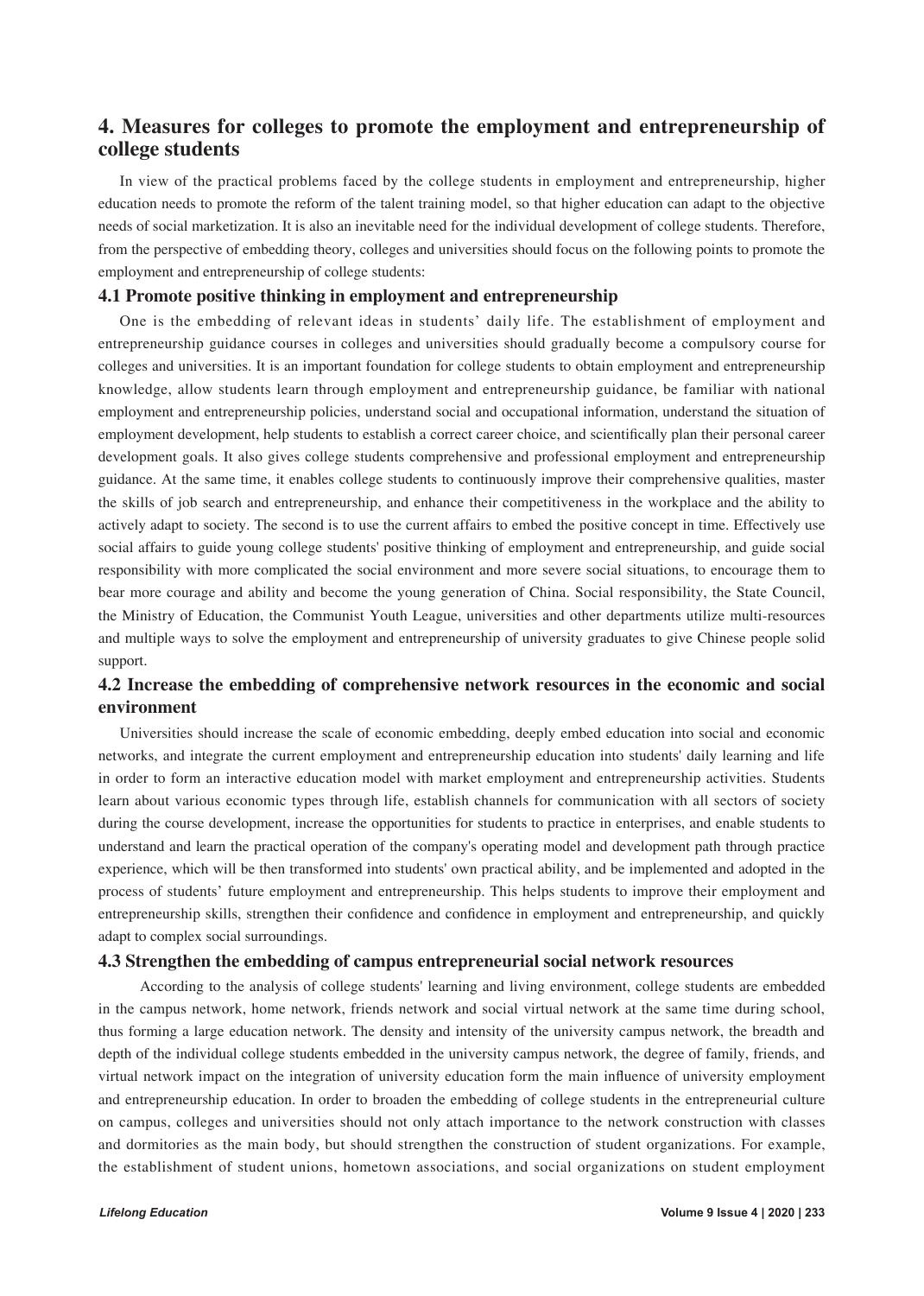## 4. Measures for colleges to promote the employment and entrepreneurship of college students

In view of the practical problems faced by the college students in employment and entrepreneurship, higher education needs to promote the reform of the talent training model, so that higher education can adapt to the objective needs of social marketization. It is also an inevitable need for the individual development of college students. Therefore, from the perspective of embedding theory, colleges and universities should focus on the following points to promote the employment and entrepreneurship of college students:

### 4.1 Promote positive thinking in employment and entrepreneurship

One is the embedding of relevant ideas in students' daily life. The establishment of employment and entrepreneurship guidance courses in colleges and universities should gradually become a compulsory course for colleges and universities. It is an important foundation for college students to obtain employment and entrepreneurship knowledge, allow students learn through employment and entrepreneurship guidance, be familiar with national employment and entrepreneurship policies, understand social and occupational information, understand the situation of employment development, help students to establish a correct career choice, and scientifically plan their personal career development goals. It also gives college students comprehensive and professional employment and entrepreneurship guidance. At the same time, it enables college students to continuously improve their comprehensive qualities, master the skills of job search and entrepreneurship, and enhance their competitiveness in the workplace and the ability to actively adapt to society. The second is to use the current affairs to embed the positive concept in time. Effectively use social affairs to guide young college students' positive thinking of employment and entrepreneurship, and guide social responsibility with more complicated the social environment and more severe social situations, to encourage them to bear more courage and ability and become the young generation of China. Social responsibility, the State Council, the Ministry of Education, the Communist Youth League, universities and other departments utilize multi-resources and multiple ways to solve the employment and entrepreneurship of university graduates to give Chinese people solid support.

### 4.2 Increase the embedding of comprehensive network resources in the economic and social environment

Universities should increase the scale of economic embedding, deeply embed education into social and economic networks, and integrate the current employment and entrepreneurship education into students' daily learning and life in order to form an interactive education model with market employment and entrepreneurship activities. Students learn about various economic types through life, establish channels for communication with all sectors of society during the course development, increase the opportunities for students to practice in enterprises, and enable students to understand and learn the practical operation of the company's operating model and development path through practice experience, which will be then transformed into students' own practical ability, and be implemented and adopted in the process of students' future employment and entrepreneurship. This helps students to improve their employment and entrepreneurship skills, strengthen their confidence and confidence in employment and entrepreneurship, and quickly adapt to complex social surroundings.

### 4.3 Strengthen the embedding of campus entrepreneurial social network resources

According to the analysis of college students' learning and living environment, college students are embedded in the campus network, home network, friends network and social virtual network at the same time during school, thus forming a large education network. The density and intensity of the university campus network, the breadth and depth of the individual college students embedded in the university campus network, the degree of family, friends, and virtual network impact on the integration of university education form the main influence of university employment and entrepreneurship education. In order to broaden the embedding of college students in the entrepreneurial culture on campus, colleges and universities should not only attach importance to the network construction with classes and dormitories as the main body, but should strengthen the construction of student organizations. For example, the establishment of student unions, hometown associations, and social organizations on student employment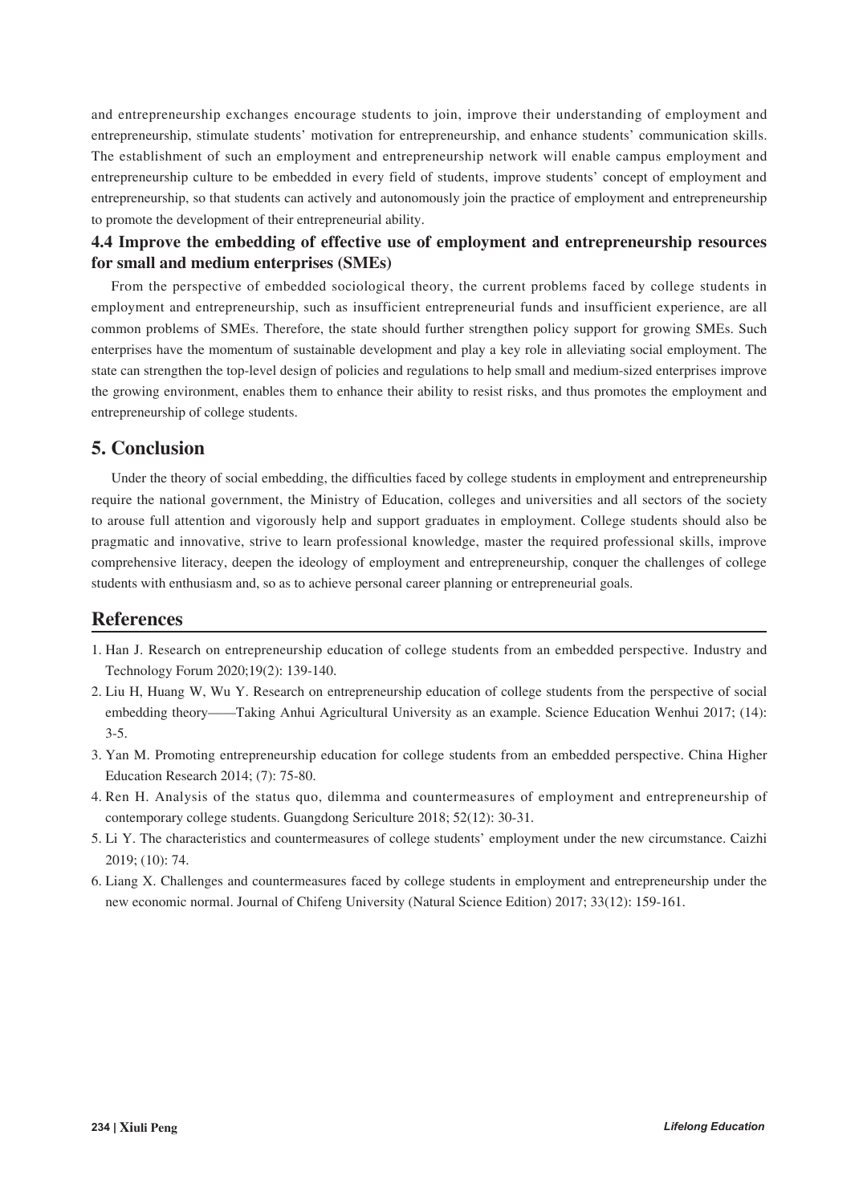and entrepreneurship exchanges encourage students to join, improve their understanding of employment and entrepreneurship, stimulate students' motivation for entrepreneurship, and enhance students' communication skills. The establishment of such an employment and entrepreneurship network will enable campus employment and entrepreneurship culture to be embedded in every field of students, improve students' concept of employment and entrepreneurship, so that students can actively and autonomously join the practice of employment and entrepreneurship to promote the development of their entrepreneurial ability.

### 4.4 Improve the embedding of effective use of employment and entrepreneurship resources for small and medium enterprises (SMEs)

From the perspective of embedded sociological theory, the current problems faced by college students in employment and entrepreneurship, such as insufficient entrepreneurial funds and insufficient experience, are all common problems of SMEs. Therefore, the state should further strengthen policy support for growing SMEs. Such enterprises have the momentum of sustainable development and play a key role in alleviating social employment. The state can strengthen the top-level design of policies and regulations to help small and medium-sized enterprises improve the growing environment, enables them to enhance their ability to resist risks, and thus promotes the employment and entrepreneurship of college students.

## 5. Conclusion

Under the theory of social embedding, the difficulties faced by college students in employment and entrepreneurship require the national government, the Ministry of Education, colleges and universities and all sectors of the society to arouse full attention and vigorously help and support graduates in employment. College students should also be pragmatic and innovative, strive to learn professional knowledge, master the required professional skills, improve comprehensive literacy, deepen the ideology of employment and entrepreneurship, conquer the challenges of college students with enthusiasm and, so as to achieve personal career planning or entrepreneurial goals.

## References

1. Han J. Research on entrepreneurship education of college students from an embedded perspective. Industry and Technology Forum 2020;19(2): 139-140.
2. Liu H, Huang W, Wu Y. Research on entrepreneurship education of college students from the perspective of social embedding theory——Taking Anhui Agricultural University as an example. Science Education Wenhui 2017; (14): 3-5.
3. Yan M. Promoting entrepreneurship education for college students from an embedded perspective. China Higher Education Research 2014; (7): 75-80.
4. Ren H. Analysis of the status quo, dilemma and countermeasures of employment and entrepreneurship of contemporary college students. Guangdong Sericulture 2018; 52(12): 30-31.
5. Li Y. The characteristics and countermeasures of college students' employment under the new circumstance. Caizhi 2019; (10): 74.
6. Liang X. Challenges and countermeasures faced by college students in employment and entrepreneurship under the new economic normal. Journal of Chifeng University (Natural Science Edition) 2017; 33(12): 159-161.